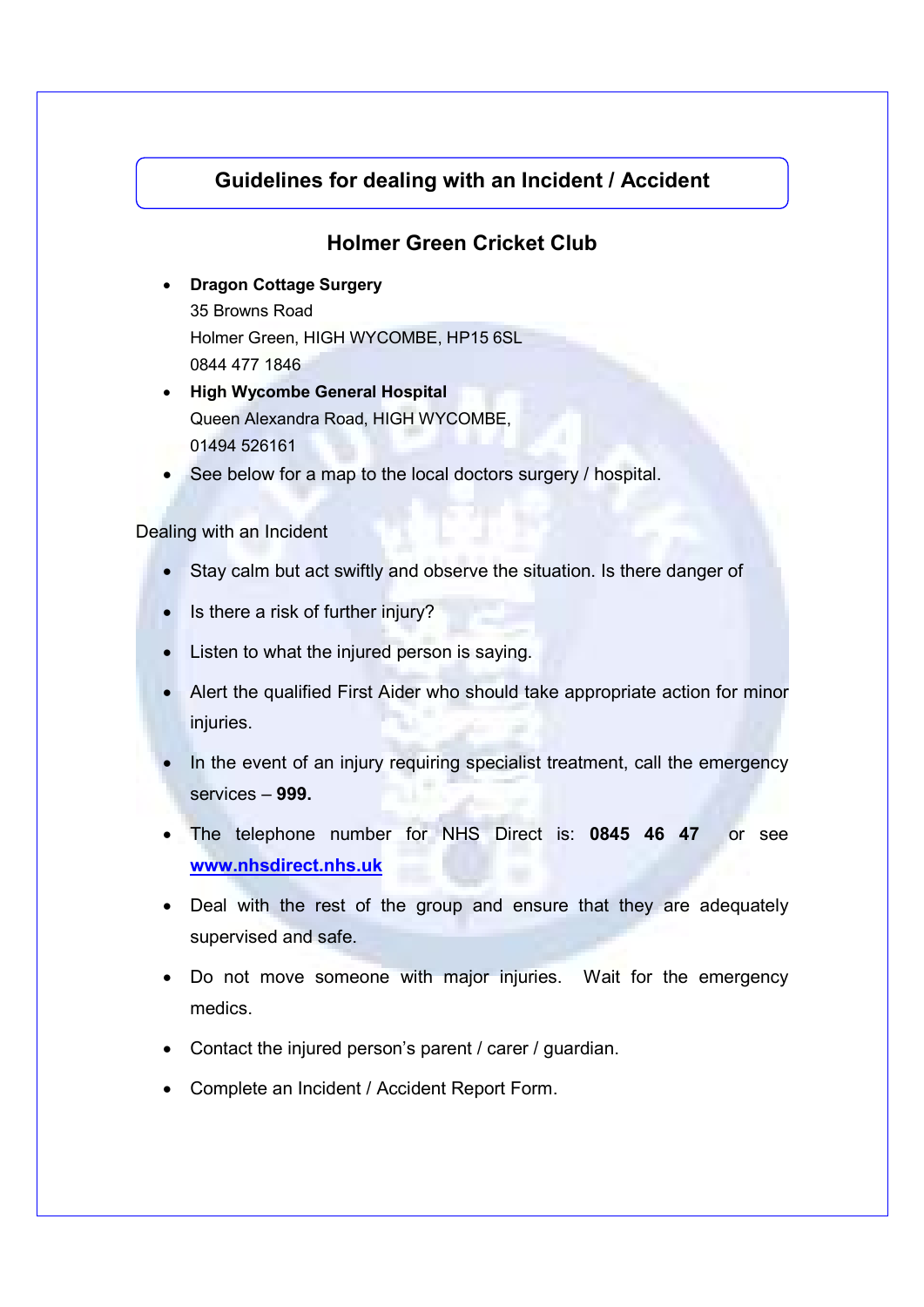## Guidelines for dealing with an Incident / Accident

### Holmer Green Cricket Club

- **Dragon Cottage Surgery**
  35 Browns Road
  Holmer Green, HIGH WYCOMBE, HP15 6SL
  0844 477 1846
- **High Wycombe General Hospital**
  Queen Alexandra Road, HIGH WYCOMBE,
  01494 526161
- See below for a map to the local doctors surgery / hospital.

Dealing with an Incident

- Stay calm but act swiftly and observe the situation. Is there danger of
- Is there a risk of further injury?
- Listen to what the injured person is saying.
- Alert the qualified First Aider who should take appropriate action for minor injuries.
- In the event of an injury requiring specialist treatment, call the emergency services – **999.**
- The telephone number for NHS Direct is: **0845 46 47** or see **[www.nhsdirect.nhs.uk](http://www.nhsdirect.nhs.uk)**
- Deal with the rest of the group and ensure that they are adequately supervised and safe.
- Do not move someone with major injuries. Wait for the emergency medics.
- Contact the injured person's parent / carer / guardian.
- Complete an Incident / Accident Report Form.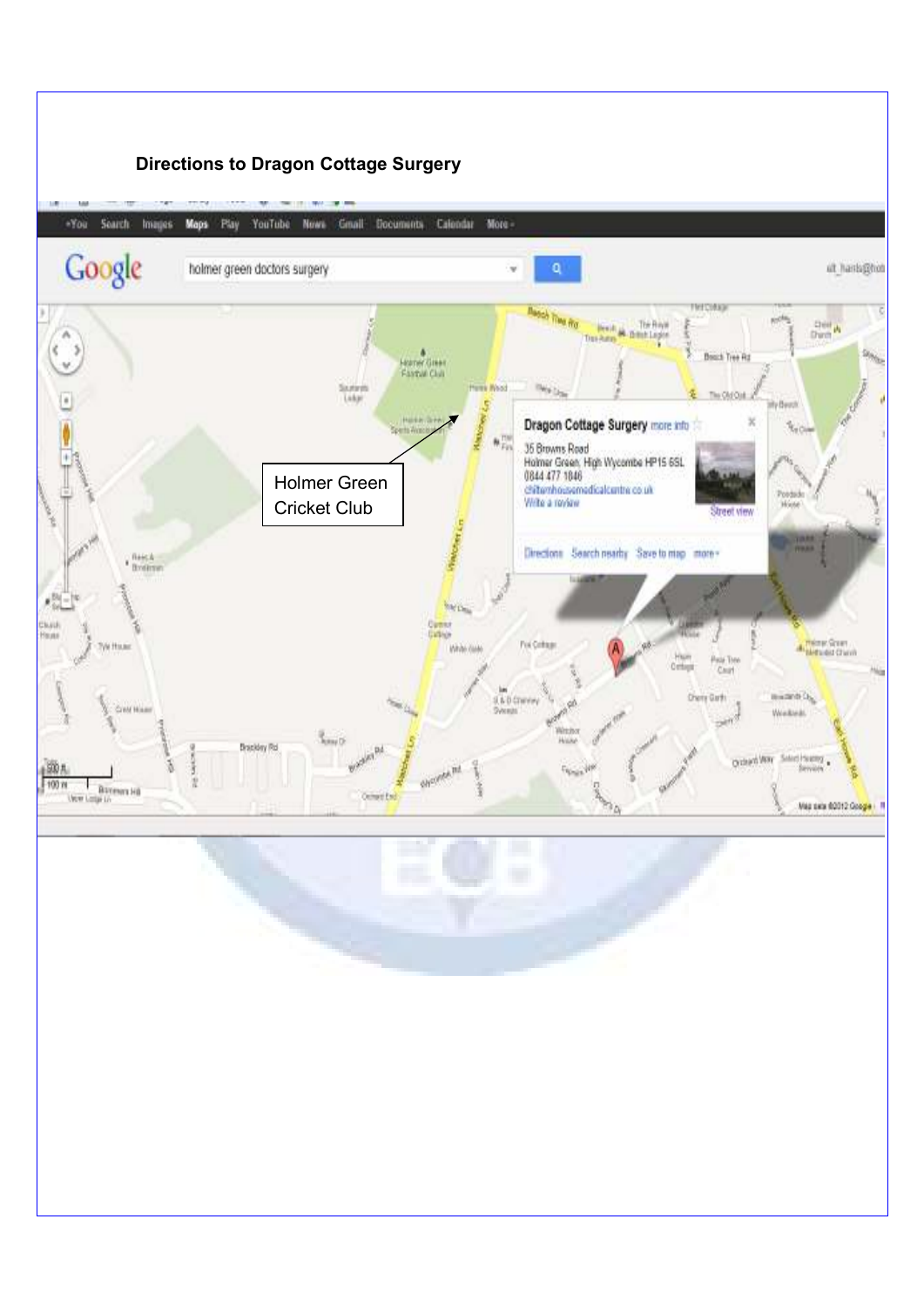**Directions to Dragon Cottage Surgery**

Holmer Green Cricket Club

Dragon Cottage Surgery

35 Browns Road
Holmer Green, High Wycombe HP15 6SL
0844 477 1846
chilternhousemedicalcentre.co.uk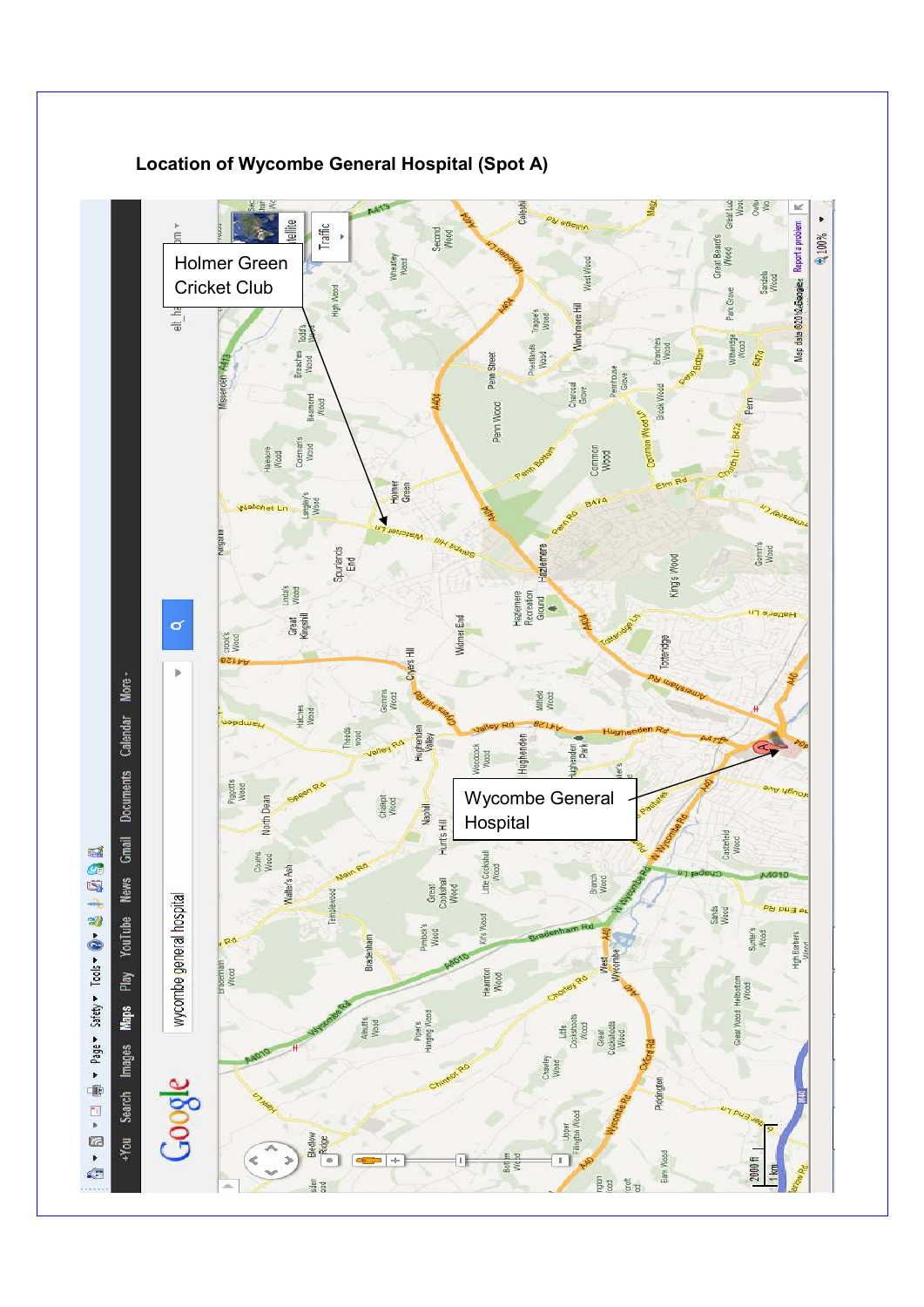**Location of Wycombe General Hospital (Spot A)**

Holmer Green Cricket Club

Wycombe General Hospital